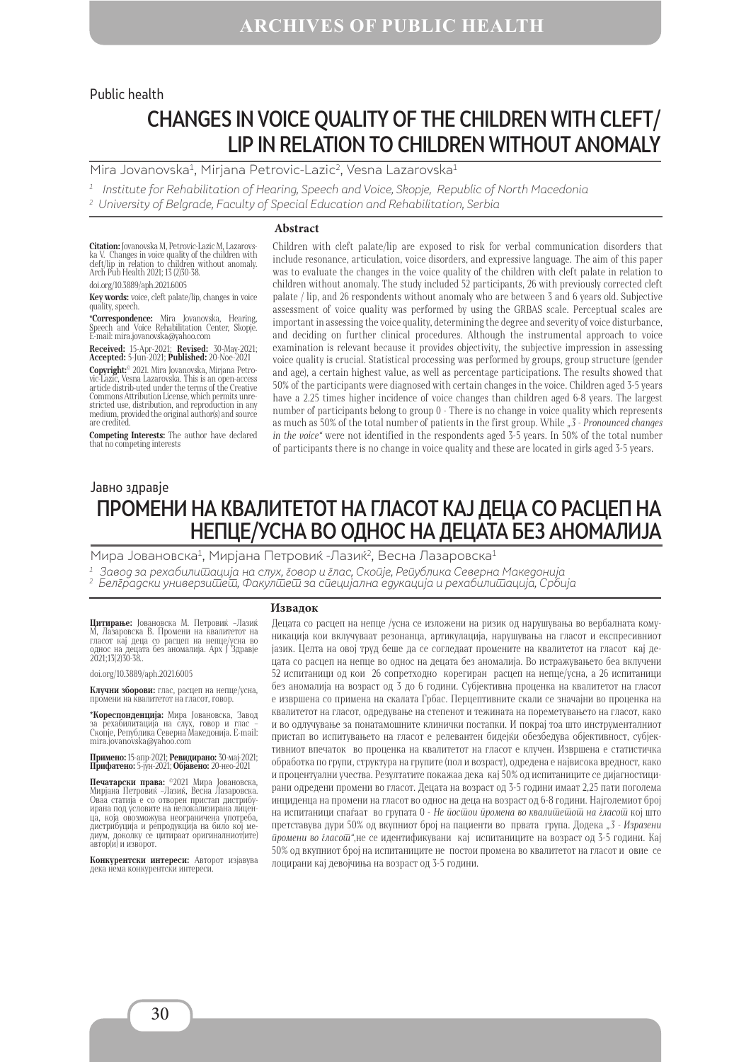Public health

# CHANGES IN VOICE QUALITY OF THE CHILDREN WITH CLEFT/ LIP IN RELATION TO CHILDREN WITHOUT ANOMALY

Mira Jovanovska[1], Mirjana Petrovic-Lazic[2], Vesna Lazarovska[1]

[1] Institute for Rehabilitation of Hearing, Speech and Voice, Skopje, Republic of North Macedonia
[2] University of Belgrade, Faculty of Special Education and Rehabilitation, Serbia

**Citation:** Jovanovska M, Petrovic-Lazic M, Lazarovska V. Changes in voice quality of the children with cleft/lip in relation to children without anomaly. Arch Pub Health 2021; 13 (2)30-38.

doi.org/10.3889/aph.2021.6005

**Key words:** voice, cleft palate/lip, changes in voice quality, speech.

**\*Correspondence:** Mira Jovanovska, Hearing, Speech and Voice Rehabilitation Center, Skopje. E-mail: mira.jovanovska@yahoo.com

**Received:** 15-Apr-2021; **Revised:** 30-May-2021; **Accepted:** 5-Jun-2021; **Published:** 20-Noe-2021

**Copyright:**© 2021. Mira Jovanovska, Mirjana Petrovic-Lazic, Vesna Lazarovska. This is an open-access article distrib-uted under the terms of the Creative Commons Attribution License, which permits unrestricted use, distribution, and reproduction in any medium, provided the original author(s) and source are credited.

**Competing Interests:** The author have declared that no competing interests

## Abstract

Children with cleft palate/lip are exposed to risk for verbal communication disorders that include resonance, articulation, voice disorders, and expressive language. The aim of this paper was to evaluate the changes in the voice quality of the children with cleft palate in relation to children without anomaly. The study included 52 participants, 26 with previously corrected cleft palate / lip, and 26 respondents without anomaly who are between 3 and 6 years old. Subjective assessment of voice quality was performed by using the GRBAS scale. Perceptual scales are important in assessing the voice quality, determining the degree and severity of voice disturbance, and deciding on further clinical procedures. Although the instrumental approach to voice examination is relevant because it provides objectivity, the subjective impression in assessing voice quality is crucial. Statistical processing was performed by groups, group structure (gender and age), a certain highest value, as well as percentage participations. The results showed that 50% of the participants were diagnosed with certain changes in the voice. Children aged 3-5 years have a 2.25 times higher incidence of voice changes than children aged 6-8 years. The largest number of participants belong to group 0 - There is no change in voice quality which represents as much as 50% of the total number of patients in the first group. While *„3 - Pronounced changes in the voice"* were not identified in the respondents aged 3-5 years. In 50% of the total number of participants there is no change in voice quality and these are located in girls aged 3-5 years.

Јавно здравје

# ПРОМЕНИ НА КВАЛИТЕТОТ НА ГЛАСОТ КАЈ ДЕЦА СО РАСЦЕП НА НЕПЦЕ/УСНА ВО ОДНОС НА ДЕЦАТА БЕЗ АНОМАЛИЈА

Мира Јовановска[1], Мирјана Петровиќ -Лазиќ[2], Весна Лазаровска[1]

[1] Завод за рехабилитација на слух, говор и глас, Скопје, Република Северна Македонија
[2] Белградски универзитет, Факултет за специјална едукација и рехабилитација, Србија

**Цитирање:** Јовановска М. Петровиќ –Лазиќ М, Лазаровска В. Промени на квалитетот на гласот кај деца со расцеп на непце/усна во однос на децата без аномалија. Арх Ј Здравје 2021;13(2)30-38..

doi.org/10.3889/aph.2021.6005

**Клучни зборови:** глас, расцеп на непце/усна, промени на квалитетот на глас, говор.

**\*Кореспонденција:** Мира Јовановска, Завод за рехабилитација на слух, говор и глас – Скопје, Република Северна Македонија. E-mail: mira.jovanovska@yahoo.com

**Примено:** 15-апр-2021; **Ревидирано:** 30-мај-2021; **Прифатено:** 5-јун-2021; **Објавено:** 20-ное-2021

**Печатарски права:** ©2021 Мира Јовановска, Мирјана Петровиќ –Лазиќ, Весна Лазаровска. Оваа статија е со отворен пристап дистрибуирана под условите на нелокализирана лиценца, која овозможува неограничена употреба, дистрибуција и репродукција на било кој медиум, доколку се цитираат оригиналниот(ите) автор(и) и изворот.

**Конкурентски интереси:** Авторот изјавува дека нема конкурентски интереси.

## Извадок

Децата со расцеп на непце /усна се изложени на ризик од нарушувања во вербалната комуникација кои вклучуваат резонанца, артикулација, нарушувања на гласот и експресивниот јазик. Целта на овој труд беше да се согледаат промените на квалитетот на глас кај децата со расцеп на непце во однос на децата без аномалија. Во истражувањето беа вклучени 52 испитаници од кои 26 сопретходно корегиран расцеп на непце/усна, а 26 испитаници без аномалија на возраст од 3 до 6 години. Субјективна проценка на квалитетот на глас е извршена со примена на скалата Грбас. Перцептивните скали се значајни во проценка на квалитетот на гласот, одредување на степенот и тежината на пореметувањето на гласот, како и во одлучувањето за понатамошните клинички постапки. И покрај тоа што инструменталниот пристап во испитувањето на гласот е релевантен бидејќи обезбедува објективност, субјективниот впечаток во проценка на квалитетот на гласот е клучен. Извршена е статистичка обработка по групи, структура на групите (пол и возраст), одредена е највисока вредност, како и процентуални учества. Резултатите покажаа дека кај 50% од испитаниците се дијагностицирани одредени промени во гласот. Децата на возраст од 3-5 години имаат 2,25 пати поголема инциденца на промени на гласот во однос на деца на возраст од 6-8 години. Најголемиот број на испитаници спаѓаат во групата 0 - *Не постои промена во квалитетот на гласот* кој што претставува дури 50% од вкупниот број на пациенти во првата група. Додека *„3 - Изразени промени во гласот"*,не се идентификувани кај испитаниците на возраст од 3-5 години. Кај 50% од вкупниот број на испитаниците не постои промена во квалитетот на гласот и овие се лоцирани кај девојчиња на возраст од 3-5 години.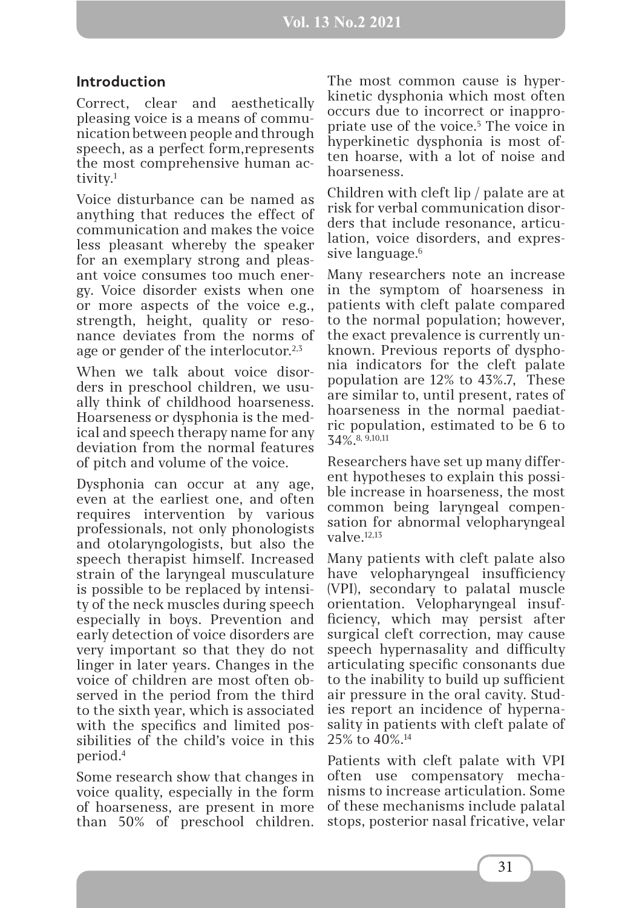## Introduction

Correct, clear and aesthetically pleasing voice is a means of communication between people and through speech, as a perfect form,represents the most comprehensive human activity.[1]

Voice disturbance can be named as anything that reduces the effect of communication and makes the voice less pleasant whereby the speaker for an exemplary strong and pleasant voice consumes too much energy. Voice disorder exists when one or more aspects of the voice e.g., strength, height, quality or resonance deviates from the norms of age or gender of the interlocutor.[2,3]

When we talk about voice disorders in preschool children, we usually think of childhood hoarseness. Hoarseness or dysphonia is the medical and speech therapy name for any deviation from the normal features of pitch and volume of the voice.

Dysphonia can occur at any age, even at the earliest one, and often requires intervention by various professionals, not only phonologists and otolaryngologists, but also the speech therapist himself. Increased strain of the laryngeal musculature is possible to be replaced by intensity of the neck muscles during speech especially in boys. Prevention and early detection of voice disorders are very important so that they do not linger in later years. Changes in the voice of children are most often observed in the period from the third to the sixth year, which is associated with the specifics and limited possibilities of the child's voice in this period.[4]

Some research show that changes in voice quality, especially in the form of hoarseness, are present in more than 50% of preschool children. The most common cause is hyperkinetic dysphonia which most often occurs due to incorrect or inappropriate use of the voice.[5] The voice in hyperkinetic dysphonia is most often hoarse, with a lot of noise and hoarseness.

Children with cleft lip / palate are at risk for verbal communication disorders that include resonance, articulation, voice disorders, and expressive language.[6]

Many researchers note an increase in the symptom of hoarseness in patients with cleft palate compared to the normal population; however, the exact prevalence is currently unknown. Previous reports of dysphonia indicators for the cleft palate population are 12% to 43%.7, These are similar to, until present, rates of hoarseness in the normal paediatric population, estimated to be 6 to 34%.[8, 9,10,11]

Researchers have set up many different hypotheses to explain this possible increase in hoarseness, the most common being laryngeal compensation for abnormal velopharyngeal valve.[12,13]

Many patients with cleft palate also have velopharyngeal insufficiency (VPI), secondary to palatal muscle orientation. Velopharyngeal insufficiency, which may persist after surgical cleft correction, may cause speech hypernasality and difficulty articulating specific consonants due to the inability to build up sufficient air pressure in the oral cavity. Studies report an incidence of hypernasality in patients with cleft palate of 25% to 40%.[14]

Patients with cleft palate with VPI often use compensatory mechanisms to increase articulation. Some of these mechanisms include palatal stops, posterior nasal fricative, velar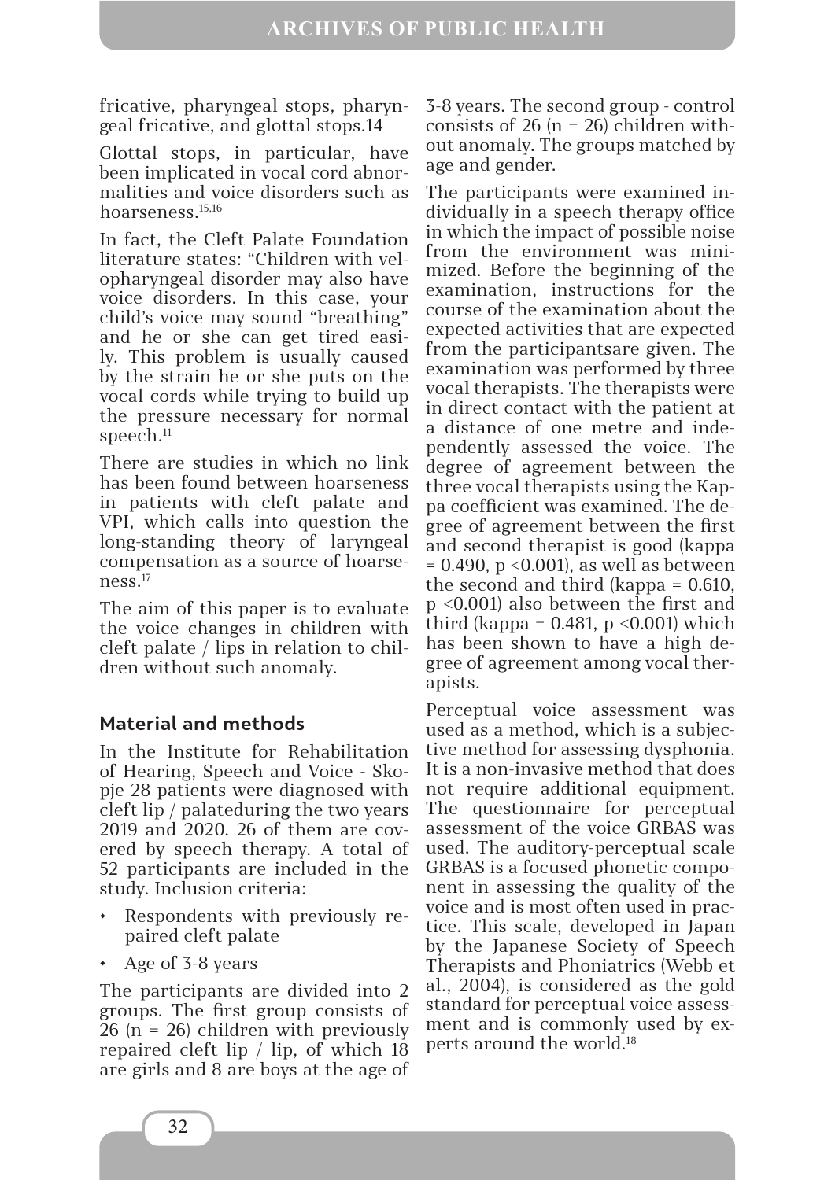fricative, pharyngeal stops, pharyngeal fricative, and glottal stops.14

Glottal stops, in particular, have been implicated in vocal cord abnormalities and voice disorders such as hoarseness.[15,16]

In fact, the Cleft Palate Foundation literature states: "Children with velopharyngeal disorder may also have voice disorders. In this case, your child's voice may sound "breathing" and he or she can get tired easily. This problem is usually caused by the strain he or she puts on the vocal cords while trying to build up the pressure necessary for normal speech.[11]

There are studies in which no link has been found between hoarseness in patients with cleft palate and VPI, which calls into question the long-standing theory of laryngeal compensation as a source of hoarseness.[17]

The aim of this paper is to evaluate the voice changes in children with cleft palate / lips in relation to children without such anomaly.

## Material and methods

In the Institute for Rehabilitation of Hearing, Speech and Voice - Skopje 28 patients were diagnosed with cleft lip / palateduring the two years 2019 and 2020. 26 of them are covered by speech therapy. A total of 52 participants are included in the study. Inclusion criteria:

- Respondents with previously repaired cleft palate
- Age of 3-8 years

The participants are divided into 2 groups. The first group consists of 26 (n = 26) children with previously repaired cleft lip / lip, of which 18 are girls and 8 are boys at the age of 3-8 years. The second group - control consists of 26 (n = 26) children without anomaly. The groups matched by age and gender.

The participants were examined individually in a speech therapy office in which the impact of possible noise from the environment was minimized. Before the beginning of the examination, instructions for the course of the examination about the expected activities that are expected from the participantsare given. The examination was performed by three vocal therapists. The therapists were in direct contact with the patient at a distance of one metre and independently assessed the voice. The degree of agreement between the three vocal therapists using the Kappa coefficient was examined. The degree of agreement between the first and second therapist is good (kappa = 0.490, $p < 0.001$), as well as between the second and third (kappa = 0.610, $p < 0.001$) also between the first and third (kappa = 0.481, $p < 0.001$) which has been shown to have a high degree of agreement among vocal therapists.

Perceptual voice assessment was used as a method, which is a subjective method for assessing dysphonia. It is a non-invasive method that does not require additional equipment. The questionnaire for perceptual assessment of the voice GRBAS was used. The auditory-perceptual scale GRBAS is a focused phonetic component in assessing the quality of the voice and is most often used in practice. This scale, developed in Japan by the Japanese Society of Speech Therapists and Phoniatrics (Webb et al., 2004), is considered as the gold standard for perceptual voice assessment and is commonly used by experts around the world.[18]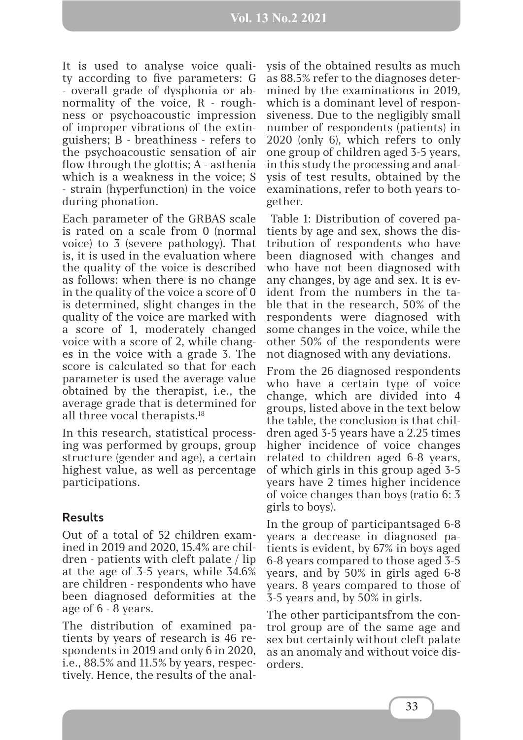It is used to analyse voice quality according to five parameters: G - overall grade of dysphonia or abnormality of the voice, R - roughness or psychoacoustic impression of improper vibrations of the extinguishers; B - breathiness - refers to the psychoacoustic sensation of air flow through the glottis; A - asthenia which is a weakness in the voice; S - strain (hyperfunction) in the voice during phonation.

Each parameter of the GRBAS scale is rated on a scale from 0 (normal voice) to 3 (severe pathology). That is, it is used in the evaluation where the quality of the voice is described as follows: when there is no change in the quality of the voice a score of 0 is determined, slight changes in the quality of the voice are marked with a score of 1, moderately changed voice with a score of 2, while changes in the voice with a grade 3. The score is calculated so that for each parameter is used the average value obtained by the therapist, i.e., the average grade that is determined for all three vocal therapists.[18]

In this research, statistical processing was performed by groups, group structure (gender and age), a certain highest value, as well as percentage participations.

## Results

Out of a total of 52 children examined in 2019 and 2020, 15.4% are children - patients with cleft palate / lip at the age of 3-5 years, while 34.6% are children - respondents who have been diagnosed deformities at the age of 6 - 8 years.

The distribution of examined patients by years of research is 46 respondents in 2019 and only 6 in 2020, i.e., 88.5% and 11.5% by years, respectively. Hence, the results of the analysis of the obtained results as much as 88.5% refer to the diagnoses determined by the examinations in 2019, which is a dominant level of responsiveness. Due to the negligibly small number of respondents (patients) in 2020 (only 6), which refers to only one group of children aged 3-5 years, in this study the processing and analysis of test results, obtained by the examinations, refer to both years together.

Table 1: Distribution of covered patients by age and sex, shows the distribution of respondents who have been diagnosed with changes and who have not been diagnosed with any changes, by age and sex. It is evident from the numbers in the table that in the research, 50% of the respondents were diagnosed with some changes in the voice, while the other 50% of the respondents were not diagnosed with any deviations.

From the 26 diagnosed respondents who have a certain type of voice change, which are divided into 4 groups, listed above in the text below the table, the conclusion is that children aged 3-5 years have a 2.25 times higher incidence of voice changes related to children aged 6-8 years, of which girls in this group aged 3-5 years have 2 times higher incidence of voice changes than boys (ratio 6: 3 girls to boys).

In the group of participantsaged 6-8 years a decrease in diagnosed patients is evident, by 67% in boys aged 6-8 years compared to those aged 3-5 years, and by 50% in girls aged 6-8 years. 8 years compared to those of 3-5 years and, by 50% in girls.

The other participantsfrom the control group are of the same age and sex but certainly without cleft palate as an anomaly and without voice disorders.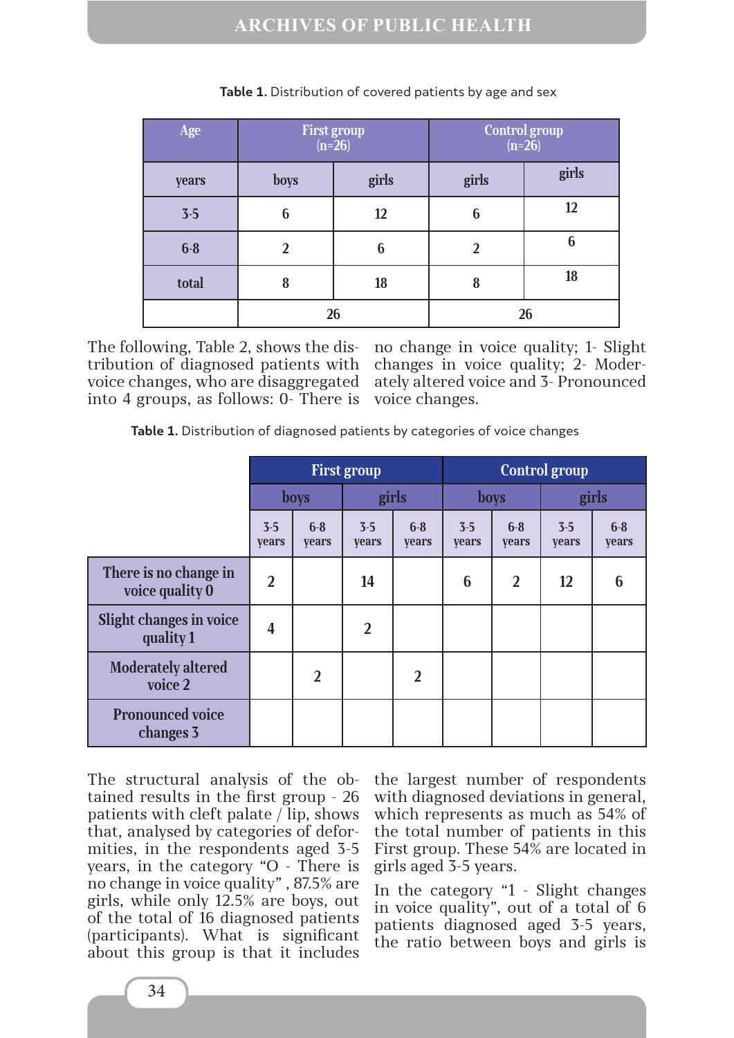**Table 1.** Distribution of covered patients by age and sex

| Age | First group (n=26) | | Control group (n=26) | |
|---|---|---|---|---|
| years | boys | girls | girls | girls |
| 3-5 | 6 | 12 | 6 | 12 |
| 6-8 | 2 | 6 | 2 | 6 |
| total | 8 | 18 | 8 | 18 |
| | 26 | | 26 | |

The following, Table 2, shows the distribution of diagnosed patients with voice changes, who are disaggregated into 4 groups, as follows: 0- There is no change in voice quality; 1- Slight changes in voice quality; 2- Moderately altered voice and 3- Pronounced voice changes.

**Table 1.** Distribution of diagnosed patients by categories of voice changes

| | First group | | | | Control group | | | |
|---|---|---|---|---|---|---|---|---|
| | boys | | girls | | boys | | girls | |
| | 3-5 years | 6-8 years | 3-5 years | 6-8 years | 3-5 years | 6-8 years | 3-5 years | 6-8 years |
| There is no change in voice quality 0 | 2 | | 14 | | 6 | 2 | 12 | 6 |
| Slight changes in voice quality 1 | 4 | | 2 | | | | | |
| Moderately altered voice 2 | | 2 | | 2 | | | | |
| Pronounced voice changes 3 | | | | | | | | |

The structural analysis of the obtained results in the first group - 26 patients with cleft palate / lip, shows that, analysed by categories of deformities, in the respondents aged 3-5 years, in the category "O - There is no change in voice quality" , 87.5% are girls, while only 12.5% are boys, out of the total of 16 diagnosed patients (participants). What is significant about this group is that it includes the largest number of respondents with diagnosed deviations in general, which represents as much as 54% of the total number of patients in this First group. These 54% are located in girls aged 3-5 years.

In the category "1 - Slight changes in voice quality", out of a total of 6 patients diagnosed aged 3-5 years, the ratio between boys and girls is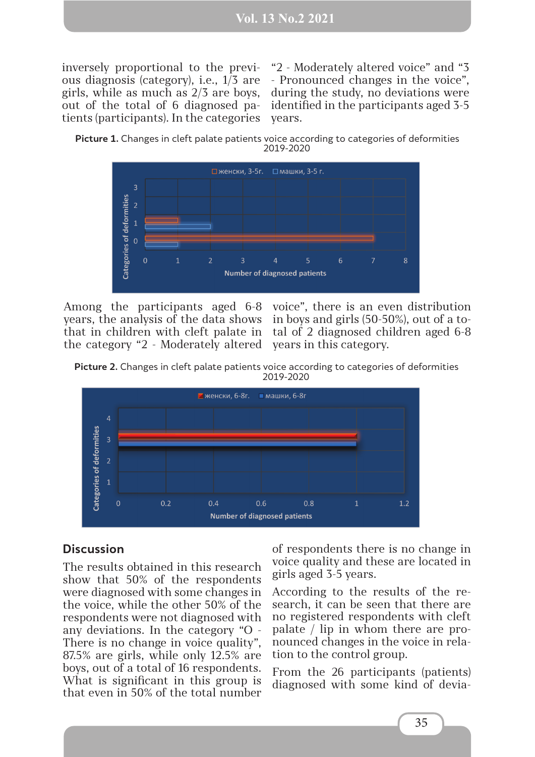inversely proportional to the previous diagnosis (category), i.e., 1/3 are girls, while as much as 2/3 are boys, out of the total of 6 diagnosed patients (participants). In the categories "2 - Moderately altered voice" and "3 - Pronounced changes in the voice", during the study, no deviations were identified in the participants aged 3-5 years.

**Picture 1.** Changes in cleft palate patients voice according to categories of deformities 2019-2020

Among the participants aged 6-8 years, the analysis of the data shows that in children with cleft palate in the category "2 - Moderately altered voice", there is an even distribution in boys and girls (50-50%), out of a total of 2 diagnosed children aged 6-8 years in this category.

**Picture 2.** Changes in cleft palate patients voice according to categories of deformities 2019-2020

## Discussion

The results obtained in this research show that 50% of the respondents were diagnosed with some changes in the voice, while the other 50% of the respondents were not diagnosed with any deviations. In the category "O - There is no change in voice quality", 87.5% are girls, while only 12.5% are boys, out of a total of 16 respondents. What is significant in this group is that even in 50% of the total number of respondents there is no change in voice quality and these are located in girls aged 3-5 years.

According to the results of the research, it can be seen that there are no registered respondents with cleft palate / lip in whom there are pronounced changes in the voice in relation to the control group.

From the 26 participants (patients) diagnosed with some kind of devia-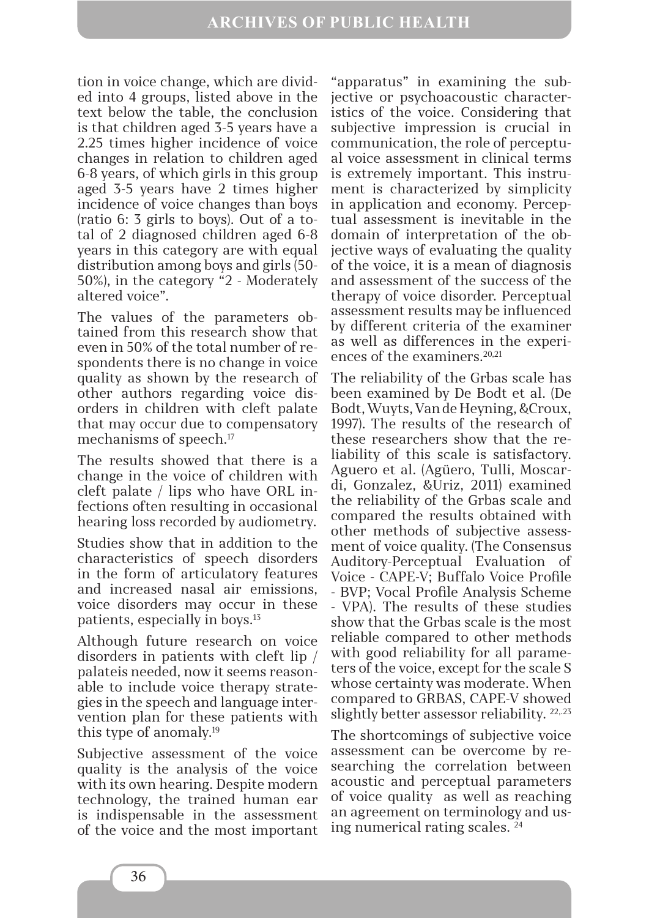tion in voice change, which are divided into 4 groups, listed above in the text below the table, the conclusion is that children aged 3-5 years have a 2.25 times higher incidence of voice changes in relation to children aged 6-8 years, of which girls in this group aged 3-5 years have 2 times higher incidence of voice changes than boys (ratio 6: 3 girls to boys). Out of a total of 2 diagnosed children aged 6-8 years in this category are with equal distribution among boys and girls (50-50%), in the category "2 - Moderately altered voice".

The values of the parameters obtained from this research show that even in 50% of the total number of respondents there is no change in voice quality as shown by the research of other authors regarding voice disorders in children with cleft palate that may occur due to compensatory mechanisms of speech.[17]

The results showed that there is a change in the voice of children with cleft palate / lips who have ORL infections often resulting in occasional hearing loss recorded by audiometry.

Studies show that in addition to the characteristics of speech disorders in the form of articulatory features and increased nasal air emissions, voice disorders may occur in these patients, especially in boys.[13]

Although future research on voice disorders in patients with cleft lip / palateis needed, now it seems reasonable to include voice therapy strategies in the speech and language intervention plan for these patients with this type of anomaly.[19]

Subjective assessment of the voice quality is the analysis of the voice with its own hearing. Despite modern technology, the trained human ear is indispensable in the assessment of the voice and the most important "apparatus" in examining the subjective or psychoacoustic characteristics of the voice. Considering that subjective impression is crucial in communication, the role of perceptual voice assessment in clinical terms is extremely important. This instrument is characterized by simplicity in application and economy. Perceptual assessment is inevitable in the domain of interpretation of the objective ways of evaluating the quality of the voice, it is a mean of diagnosis and assessment of the success of the therapy of voice disorder. Perceptual assessment results may be influenced by different criteria of the examiner as well as differences in the experiences of the examiners.[20,21]

The reliability of the Grbas scale has been examined by De Bodt et al. (De Bodt, Wuyts, Van de Heyning, &Croux, 1997). The results of the research of these researchers show that the reliability of this scale is satisfactory. Aguero et al. (Agüero, Tulli, Moscardi, Gonzalez, &Uriz, 2011) examined the reliability of the Grbas scale and compared the results obtained with other methods of subjective assessment of voice quality. (The Consensus Auditory-Perceptual Evaluation of Voice - CAPE-V; Buffalo Voice Profile - BVP; Vocal Profile Analysis Scheme - VPA). The results of these studies show that the Grbas scale is the most reliable compared to other methods with good reliability for all parameters of the voice, except for the scale S whose certainty was moderate. When compared to GRBAS, CAPE-V showed slightly better assessor reliability.[22,,23]

The shortcomings of subjective voice assessment can be overcome by researching the correlation between acoustic and perceptual parameters of voice quality as well as reaching an agreement on terminology and using numerical rating scales.[24]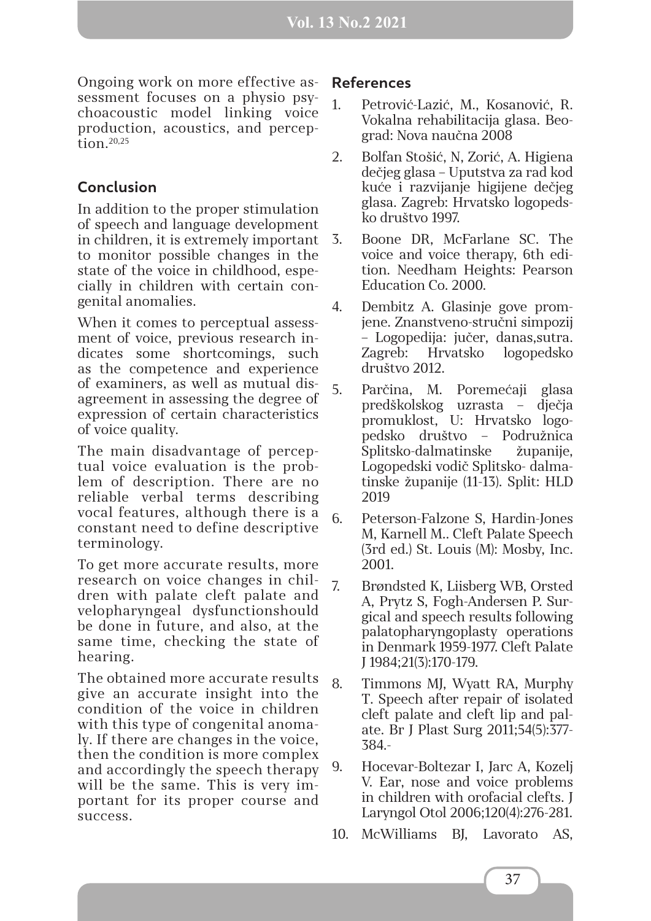Ongoing work on more effective assessment focuses on a physio psychoacoustic model linking voice production, acoustics, and perception.[20,25]

## Conclusion

In addition to the proper stimulation of speech and language development in children, it is extremely important to monitor possible changes in the state of the voice in childhood, especially in children with certain congenital anomalies.

When it comes to perceptual assessment of voice, previous research indicates some shortcomings, such as the competence and experience of examiners, as well as mutual disagreement in assessing the degree of expression of certain characteristics of voice quality.

The main disadvantage of perceptual voice evaluation is the problem of description. There are no reliable verbal terms describing vocal features, although there is a constant need to define descriptive terminology.

To get more accurate results, more research on voice changes in children with palate cleft palate and velopharyngeal dysfunctionshould be done in future, and also, at the same time, checking the state of hearing.

The obtained more accurate results give an accurate insight into the condition of the voice in children with this type of congenital anomaly. If there are changes in the voice, then the condition is more complex and accordingly the speech therapy will be the same. This is very important for its proper course and success.

## References

1. Petrović-Lazić, M., Kosanović, R. Vokalna rehabilitacija glasa. Beograd: Nova naučna 2008
2. Bolfan Stošić, N, Zorić, A. Higiena dečjeg glasa – Uputstva za rad kod kuće i razvijanje higijene dečjeg glasa. Zagreb: Hrvatsko logopedsko društvo 1997.
3. Boone DR, McFarlane SC. The voice and voice therapy, 6th edition. Needham Heights: Pearson Education Co. 2000.
4. Dembitz A. Glasinje gove promjene. Znanstveno-stručni simpozij – Logopedija: jučer, danas,sutra. Zagreb: Hrvatsko logopedsko društvo 2012.
5. Parčina, M. Poremećaji glasa predškolskog uzrasta – dječja promuklost, U: Hrvatsko logopedsko društvo – Podružnica Splitsko-dalmatinske županije, Logopedski vodič Splitsko- dalmatinske županije (11-13). Split: HLD 2019
6. Peterson-Falzone S, Hardin-Jones M, Karnell M.. Cleft Palate Speech (3rd ed.) St. Louis (M): Mosby, Inc. 2001.
7. Brøndsted K, Liisberg WB, Orsted A, Prytz S, Fogh-Andersen P. Surgical and speech results following palatopharyngoplasty operations in Denmark 1959-1977. Cleft Palate J 1984;21(3):170-179.
8. Timmons MJ, Wyatt RA, Murphy T. Speech after repair of isolated cleft palate and cleft lip and palate. Br J Plast Surg 2011;54(5):377-384.-
9. Hocevar-Boltezar I, Jarc A, Kozelj V. Ear, nose and voice problems in children with orofacial clefts. J Laryngol Otol 2006;120(4):276-281.
10. McWilliams BJ, Lavorato AS,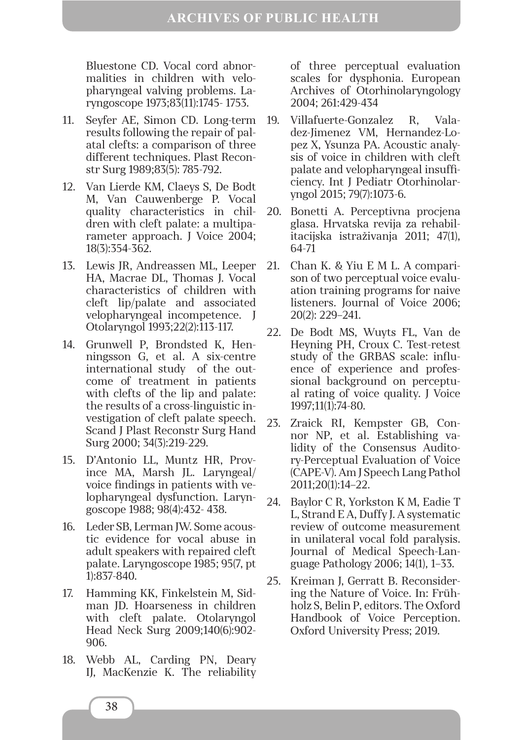Bluestone CD. Vocal cord abnormalities in children with velopharyngeal valving problems. Laryngoscope 1973;83(11):1745- 1753.

11. Seyfer AE, Simon CD. Long-term results following the repair of palatal clefts: a comparison of three different techniques. Plast Reconstr Surg 1989;83(5): 785-792.
12. Van Lierde KM, Claeys S, De Bodt M, Van Cauwenberge P. Vocal quality characteristics in children with cleft palate: a multiparameter approach. J Voice 2004; 18(3):354-362.
13. Lewis JR, Andreassen ML, Leeper HA, Macrae DL, Thomas J. Vocal characteristics of children with cleft lip/palate and associated velopharyngeal incompetence. J Otolaryngol 1993;22(2):113-117.
14. Grunwell P, Brondsted K, Henningsson G, et al. A six-centre international study of the outcome of treatment in patients with clefts of the lip and palate: the results of a cross-linguistic investigation of cleft palate speech. Scand J Plast Reconstr Surg Hand Surg 2000; 34(3):219-229.
15. D'Antonio LL, Muntz HR, Province MA, Marsh JL. Laryngeal/voice findings in patients with velopharyngeal dysfunction. Laryngoscope 1988; 98(4):432- 438.
16. Leder SB, Lerman JW. Some acoustic evidence for vocal abuse in adult speakers with repaired cleft palate. Laryngoscope 1985; 95(7, pt 1):837-840.
17. Hamming KK, Finkelstein M, Sidman JD. Hoarseness in children with cleft palate. Otolaryngol Head Neck Surg 2009;140(6):902-906.
18. Webb AL, Carding PN, Deary IJ, MacKenzie K. The reliability of three perceptual evaluation scales for dysphonia. European Archives of Otorhinolaryngology 2004; 261:429-434
19. Villafuerte-Gonzalez R, Valadez-Jimenez VM, Hernandez-Lopez X, Ysunza PA. Acoustic analysis of voice in children with cleft palate and velopharyngeal insufficiency. Int J Pediatr Otorhinolaryngol 2015; 79(7):1073-6.
20. Bonetti A. Perceptivna procjena glasa. Hrvatska revija za rehabilitacijska istraživanja 2011; 47(1), 64-71
21. Chan K. & Yiu E M L. A comparison of two perceptual voice evaluation training programs for naive listeners. Journal of Voice 2006; 20(2): 229–241.
22. De Bodt MS, Wuyts FL, Van de Heyning PH, Croux C. Test-retest study of the GRBAS scale: influence of experience and professional background on perceptual rating of voice quality. J Voice 1997;11(1):74-80.
23. Zraick RI, Kempster GB, Connor NP, et al. Establishing validity of the Consensus Auditory-Perceptual Evaluation of Voice (CAPE-V). Am J Speech Lang Pathol 2011;20(1):14–22.
24. Baylor C R, Yorkston K M, Eadie T L, Strand E A, Duffy J. A systematic review of outcome measurement in unilateral vocal fold paralysis. Journal of Medical Speech-Language Pathology 2006; 14(1), 1–33.
25. Kreiman J, Gerratt B. Reconsidering the Nature of Voice. In: Frühholz S, Belin P, editors. The Oxford Handbook of Voice Perception. Oxford University Press; 2019.